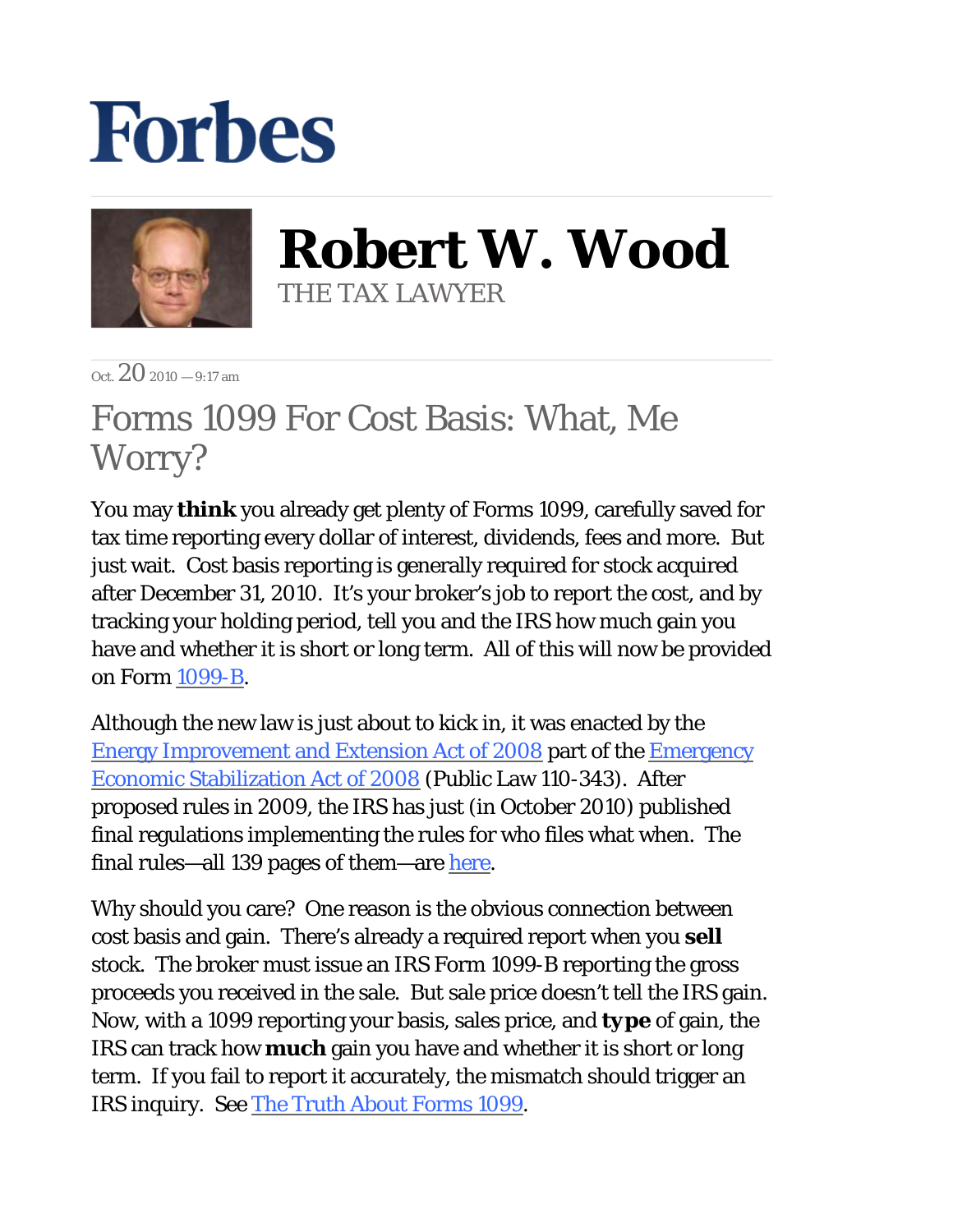# Forbes

## Robert W. Wood
THE TAX LAWYER

Oct. 20 2010 — 9:17 am

# Forms 1099 For Cost Basis: What, Me Worry?

You may **think** you already get plenty of Forms 1099, carefully saved for tax time reporting every dollar of interest, dividends, fees and more. But just wait. Cost basis reporting is generally required for stock acquired after December 31, 2010. It's your broker's job to report the cost, and by tracking your holding period, tell you and the IRS how much gain you have and whether it is short or long term. All of this will now be provided on Form 1099-B.

Although the new law is just about to kick in, it was enacted by the Energy Improvement and Extension Act of 2008 part of the Emergency Economic Stabilization Act of 2008 (Public Law 110-343). After proposed rules in 2009, the IRS has just (in October 2010) published final regulations implementing the rules for who files what when. The final rules—all 139 pages of them—are here.

Why should you care? One reason is the obvious connection between cost basis and gain. There's already a required report when you **sell** stock. The broker must issue an IRS Form 1099-B reporting the gross proceeds you received in the sale. But sale price doesn't tell the IRS gain. Now, with a 1099 reporting your basis, sales price, and **type** of gain, the IRS can track how **much** gain you have and whether it is short or long term. If you fail to report it accurately, the mismatch should trigger an IRS inquiry. See The Truth About Forms 1099.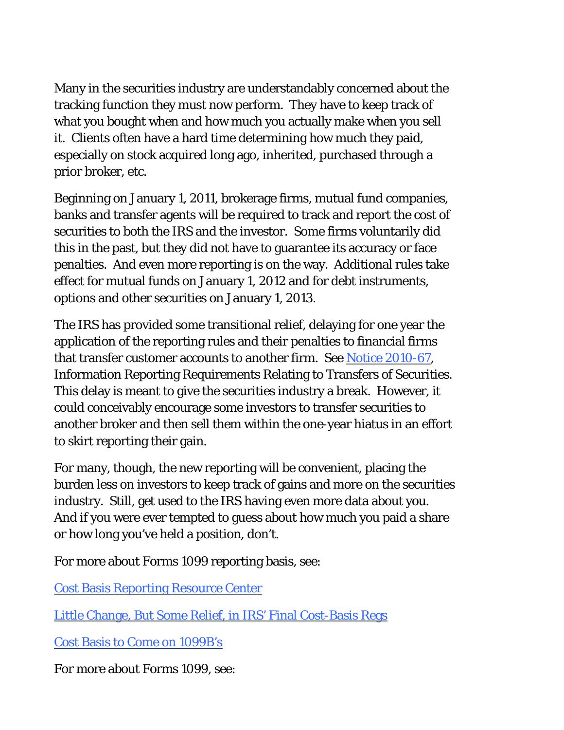Many in the securities industry are understandably concerned about the tracking function they must now perform. They have to keep track of what you bought when and how much you actually make when you sell it. Clients often have a hard time determining how much they paid, especially on stock acquired long ago, inherited, purchased through a prior broker, etc.

Beginning on January 1, 2011, brokerage firms, mutual fund companies, banks and transfer agents will be required to track and report the cost of securities to both the IRS and the investor. Some firms voluntarily did this in the past, but they did not have to guarantee its accuracy or face penalties. And even more reporting is on the way. Additional rules take effect for mutual funds on January 1, 2012 and for debt instruments, options and other securities on January 1, 2013.

The IRS has provided some transitional relief, delaying for one year the application of the reporting rules and their penalties to financial firms that transfer customer accounts to another firm. See [Notice 2010-67](), Information Reporting Requirements Relating to Transfers of Securities. This delay is meant to give the securities industry a break. However, it could conceivably encourage some investors to transfer securities to another broker and then sell them within the one-year hiatus in an effort to skirt reporting their gain.

For many, though, the new reporting will be convenient, placing the burden less on investors to keep track of gains and more on the securities industry. Still, get used to the IRS having even more data about you. And if you were ever tempted to guess about how much you paid a share or how long you've held a position, don't.

For more about Forms 1099 reporting basis, see:

[Cost Basis Reporting Resource Center]()

[Little Change, But Some Relief, in IRS' Final Cost-Basis Regs]()

[Cost Basis to Come on 1099B's]()

For more about Forms 1099, see: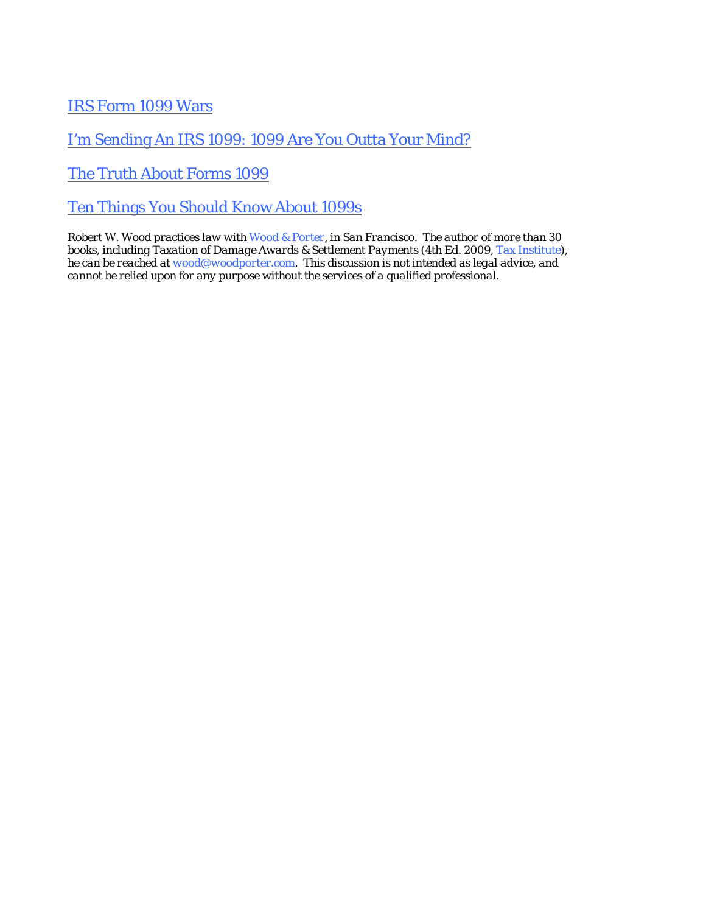IRS Form 1099 Wars

I'm Sending An IRS 1099: 1099 Are You Outta Your Mind?

The Truth About Forms 1099

Ten Things You Should Know About 1099s

*Robert W. Wood practices law with Wood & Porter, in San Francisco. The author of more than 30 books, including Taxation of Damage Awards & Settlement Payments (4th Ed. 2009, Tax Institute), he can be reached at wood@woodporter.com. This discussion is not intended as legal advice, and cannot be relied upon for any purpose without the services of a qualified professional.*